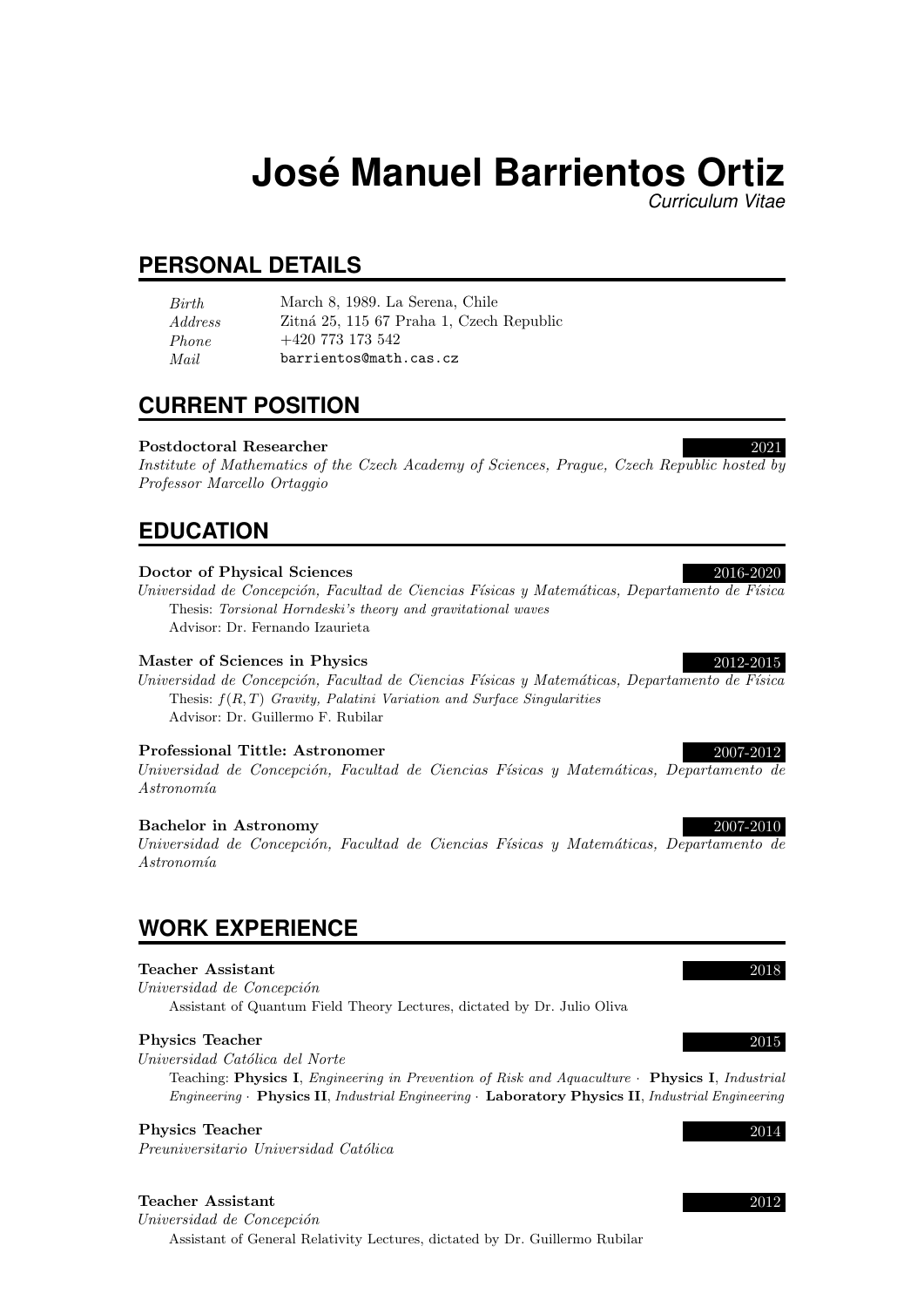# José Manuel Barrientos Ortiz

*Curriculum Vitae*

## PERSONAL DETAILS

*Birth* March 8, 1989. La Serena, Chile
*Address* Zitná 25, 115 67 Praha 1, Czech Republic
*Phone* +420 773 173 542
*Mail* barrientos@math.cas.cz

## CURRENT POSITION

**Postdoctoral Researcher** 2021
*Institute of Mathematics of the Czech Academy of Sciences, Prague, Czech Republic hosted by Professor Marcello Ortaggio*

## EDUCATION

**Doctor of Physical Sciences** 2016-2020
*Universidad de Concepción, Facultad de Ciencias Físicas y Matemáticas, Departamento de Física*
Thesis: *Torsional Horndeski's theory and gravitational waves*
Advisor: Dr. Fernando Izaurieta

**Master of Sciences in Physics** 2012-2015
*Universidad de Concepción, Facultad de Ciencias Físicas y Matemáticas, Departamento de Física*
Thesis: $f(R,T)$ *Gravity, Palatini Variation and Surface Singularities*
Advisor: Dr. Guillermo F. Rubilar

**Professional Tittle: Astronomer** 2007-2012
*Universidad de Concepción, Facultad de Ciencias Físicas y Matemáticas, Departamento de Astronomía*

**Bachelor in Astronomy** 2007-2010
*Universidad de Concepción, Facultad de Ciencias Físicas y Matemáticas, Departamento de Astronomía*

## WORK EXPERIENCE

**Teacher Assistant** 2018
*Universidad de Concepción*
Assistant of Quantum Field Theory Lectures, dictated by Dr. Julio Oliva

**Physics Teacher** 2015
*Universidad Católica del Norte*
Teaching: **Physics I**, *Engineering in Prevention of Risk and Aquaculture* · **Physics I**, *Industrial Engineering* · **Physics II**, *Industrial Engineering* · **Laboratory Physics II**, *Industrial Engineering*

**Physics Teacher** 2014
*Preuniversitario Universidad Católica*

**Teacher Assistant** 2012
*Universidad de Concepción*
Assistant of General Relativity Lectures, dictated by Dr. Guillermo Rubilar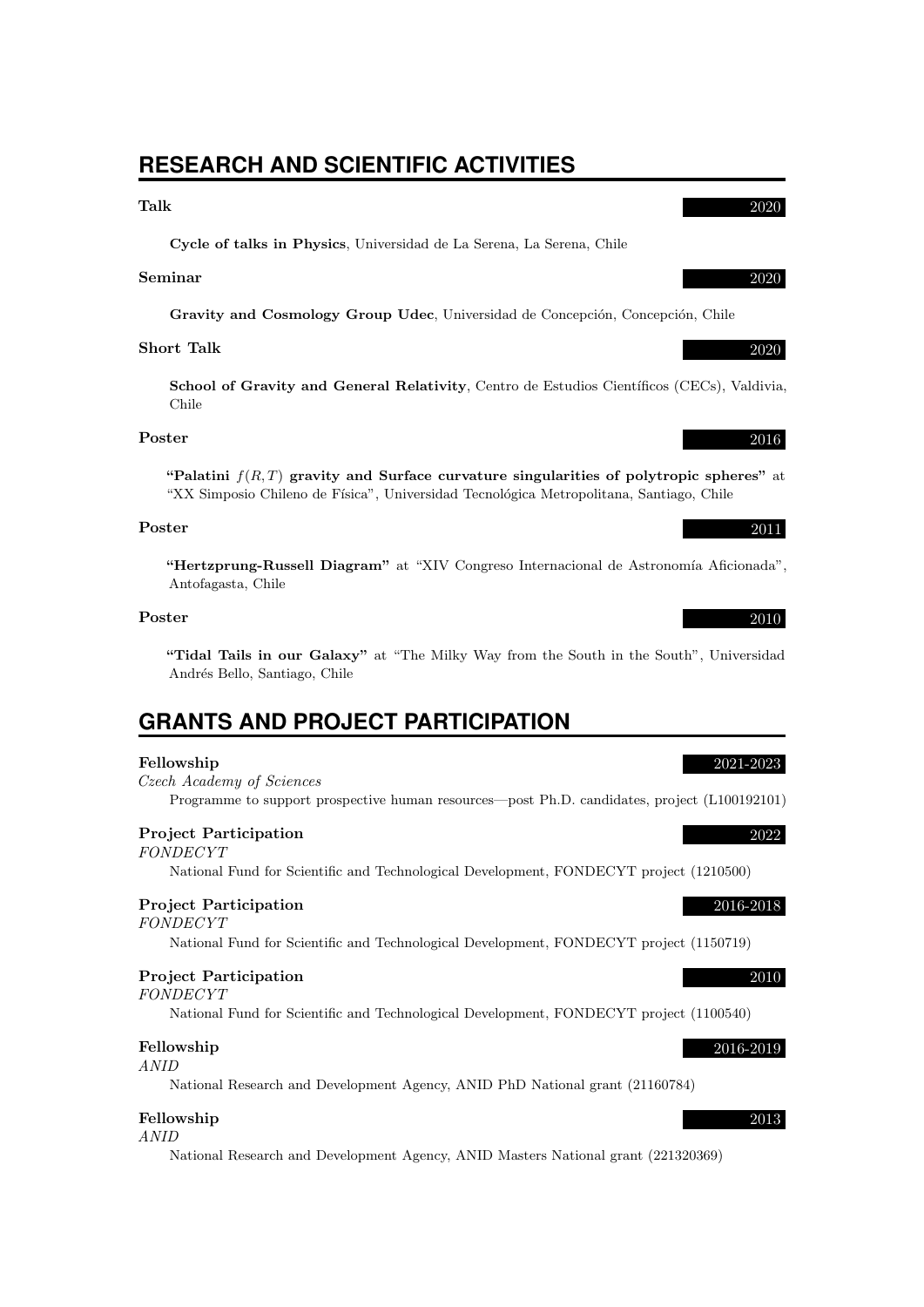## RESEARCH AND SCIENTIFIC ACTIVITIES

**Talk** 2020

**Cycle of talks in Physics**, Universidad de La Serena, La Serena, Chile

**Seminar** 2020

**Gravity and Cosmology Group Udec**, Universidad de Concepción, Concepción, Chile

**Short Talk** 2020

**School of Gravity and General Relativity**, Centro de Estudios Científicos (CECs), Valdivia, Chile

**Poster** 2016

**"Palatini $f(R,T)$ gravity and Surface curvature singularities of polytropic spheres"** at "XX Simposio Chileno de Física", Universidad Tecnológica Metropolitana, Santiago, Chile

**Poster** 2011

**"Hertzprung-Russell Diagram"** at "XIV Congreso Internacional de Astronomía Aficionada", Antofagasta, Chile

**Poster** 2010

**"Tidal Tails in our Galaxy"** at "The Milky Way from the South in the South", Universidad Andrés Bello, Santiago, Chile

## GRANTS AND PROJECT PARTICIPATION

**Fellowship** 2021-2023
*Czech Academy of Sciences*
Programme to support prospective human resources—post Ph.D. candidates, project (L100192101)

**Project Participation** 2022
*FONDECYT*
National Fund for Scientific and Technological Development, FONDECYT project (1210500)

**Project Participation** 2016-2018
*FONDECYT*
National Fund for Scientific and Technological Development, FONDECYT project (1150719)

**Project Participation** 2010
*FONDECYT*
National Fund for Scientific and Technological Development, FONDECYT project (1100540)

**Fellowship** 2016-2019
*ANID*
National Research and Development Agency, ANID PhD National grant (21160784)

**Fellowship** 2013
*ANID*
National Research and Development Agency, ANID Masters National grant (221320369)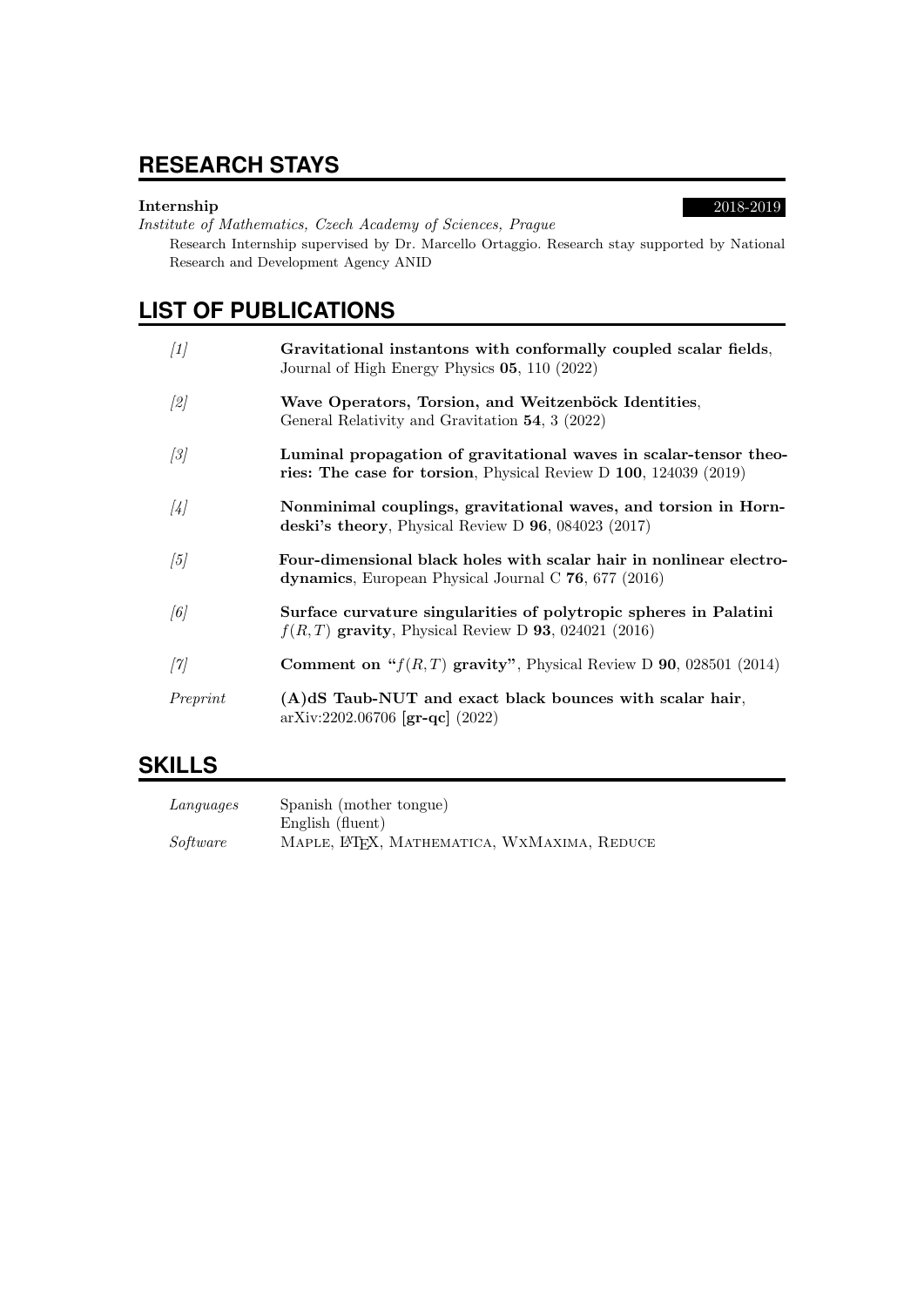## RESEARCH STAYS

**Internship** 2018-2019

*Institute of Mathematics, Czech Academy of Sciences, Prague*

Research Internship supervised by Dr. Marcello Ortaggio. Research stay supported by National Research and Development Agency ANID

## LIST OF PUBLICATIONS

*[1]* **Gravitational instantons with conformally coupled scalar fields**, Journal of High Energy Physics **05**, 110 (2022)

*[2]* **Wave Operators, Torsion, and Weitzenböck Identities**, General Relativity and Gravitation **54**, 3 (2022)

*[3]* **Luminal propagation of gravitational waves in scalar-tensor theories: The case for torsion**, Physical Review D **100**, 124039 (2019)

*[4]* **Nonminimal couplings, gravitational waves, and torsion in Horndeski's theory**, Physical Review D **96**, 084023 (2017)

*[5]* **Four-dimensional black holes with scalar hair in nonlinear electrodynamics**, European Physical Journal C **76**, 677 (2016)

*[6]* **Surface curvature singularities of polytropic spheres in Palatini $f(R,T)$ gravity**, Physical Review D **93**, 024021 (2016)

*[7]* **Comment on "$f(R,T)$ gravity"**, Physical Review D **90**, 028501 (2014)

*Preprint* **(A)dS Taub-NUT and exact black bounces with scalar hair**, arXiv:2202.06706 [**gr-qc**] (2022)

## SKILLS

*Languages* Spanish (mother tongue)
English (fluent)

*Software* Maple, LaTeX, Mathematica, WxMaxima, Reduce